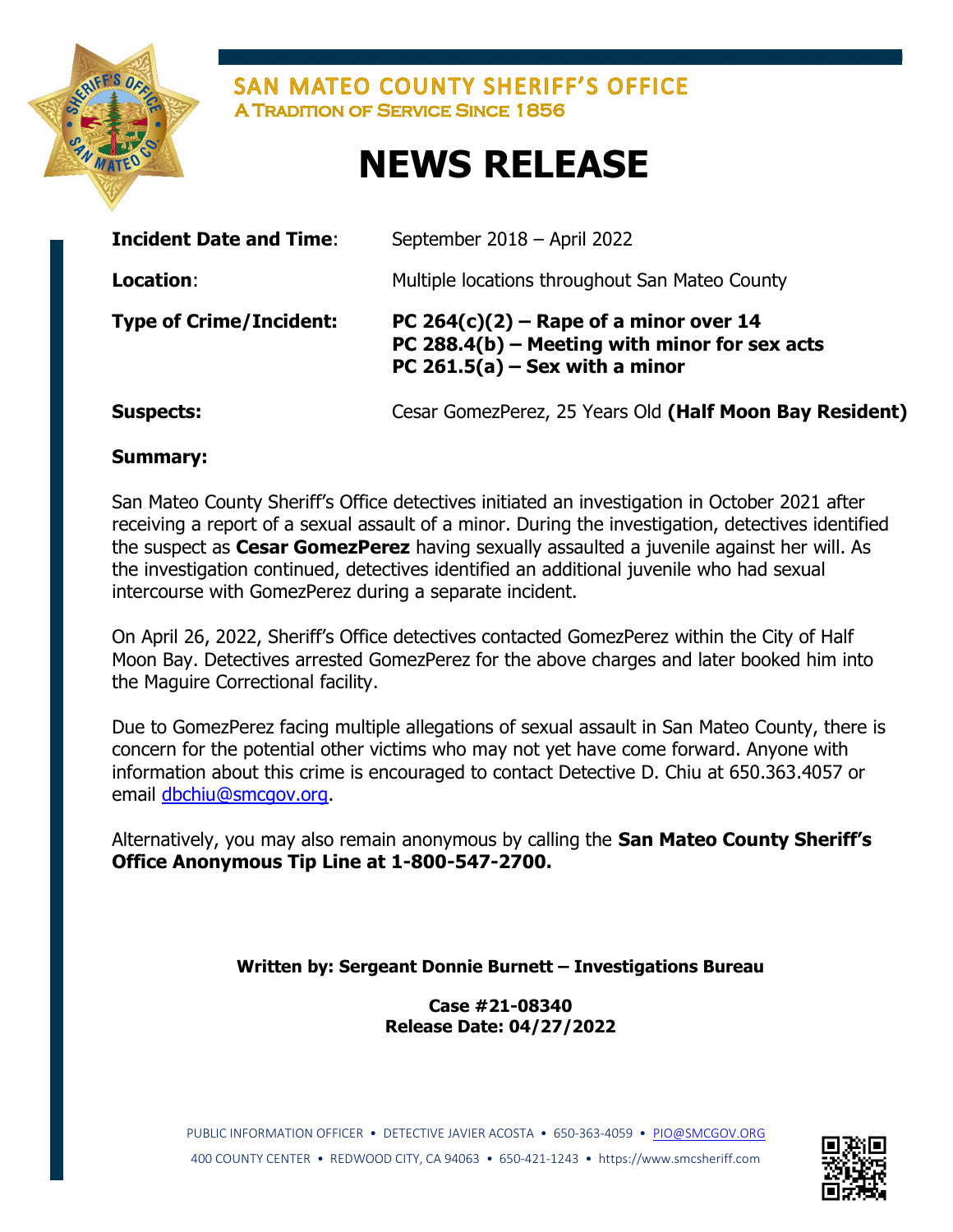# SAN MATEO COUNTY SHERIFF'S OFFICE

A TRADITION OF SERVICE SINCE 1856

# NEWS RELEASE

| | |
|---|---|
| **Incident Date and Time**: | September 2018 – April 2022 |
| **Location**: | Multiple locations throughout San Mateo County |
| **Type of Crime/Incident:** | **PC 264(c)(2) – Rape of a minor over 14**<br>**PC 288.4(b) – Meeting with minor for sex acts**<br>**PC 261.5(a) – Sex with a minor** |
| **Suspects:** | Cesar GomezPerez, 25 Years Old **(Half Moon Bay Resident)** |

**Summary:**

San Mateo County Sheriff's Office detectives initiated an investigation in October 2021 after receiving a report of a sexual assault of a minor. During the investigation, detectives identified the suspect as **Cesar GomezPerez** having sexually assaulted a juvenile against her will. As the investigation continued, detectives identified an additional juvenile who had sexual intercourse with GomezPerez during a separate incident.

On April 26, 2022, Sheriff's Office detectives contacted GomezPerez within the City of Half Moon Bay. Detectives arrested GomezPerez for the above charges and later booked him into the Maguire Correctional facility.

Due to GomezPerez facing multiple allegations of sexual assault in San Mateo County, there is concern for the potential other victims who may not yet have come forward. Anyone with information about this crime is encouraged to contact Detective D. Chiu at 650.363.4057 or email dbchiu@smcgov.org.

Alternatively, you may also remain anonymous by calling the **San Mateo County Sheriff's Office Anonymous Tip Line at 1-800-547-2700.**

**Written by: Sergeant Donnie Burnett – Investigations Bureau**

**Case #21-08340**
**Release Date: 04/27/2022**

PUBLIC INFORMATION OFFICER • DETECTIVE JAVIER ACOSTA • 650-363-4059 • PIO@SMCGOV.ORG
400 COUNTY CENTER • REDWOOD CITY, CA 94063 • 650-421-1243 • https://www.smcsheriff.com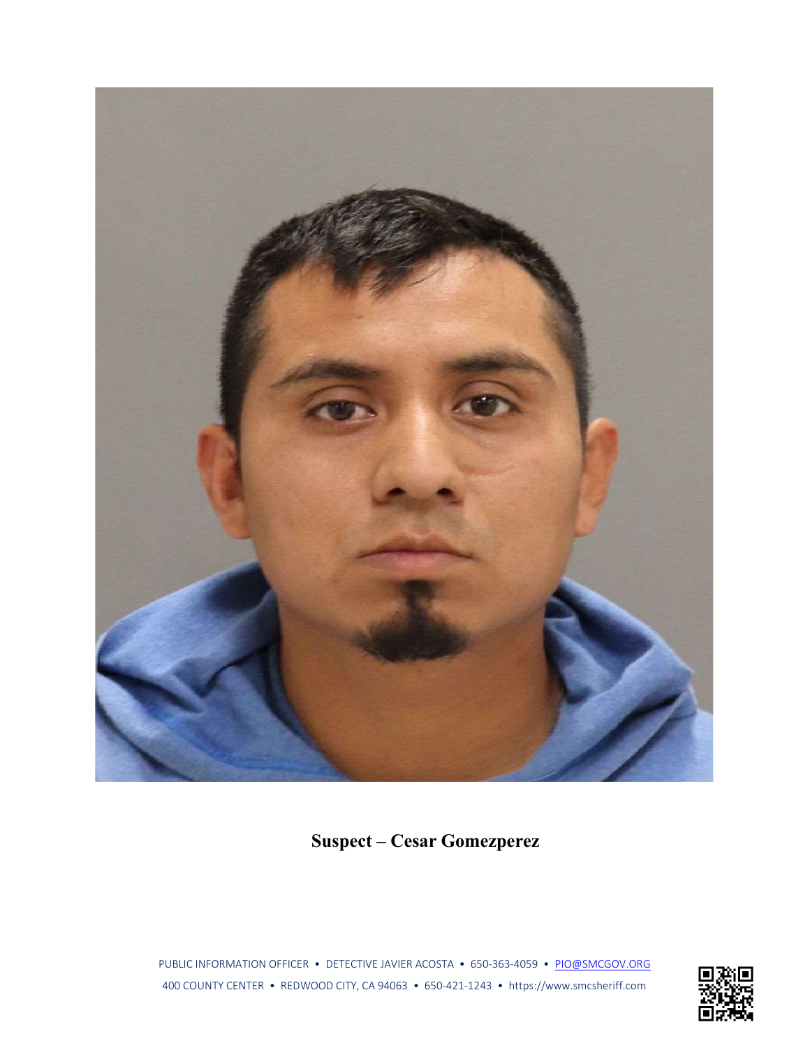**Suspect – Cesar Gomezperez**

PUBLIC INFORMATION OFFICER • DETECTIVE JAVIER ACOSTA • 650-363-4059 • PIO@SMCGOV.ORG
400 COUNTY CENTER • REDWOOD CITY, CA 94063 • 650-421-1243 • https://www.smcsheriff.com